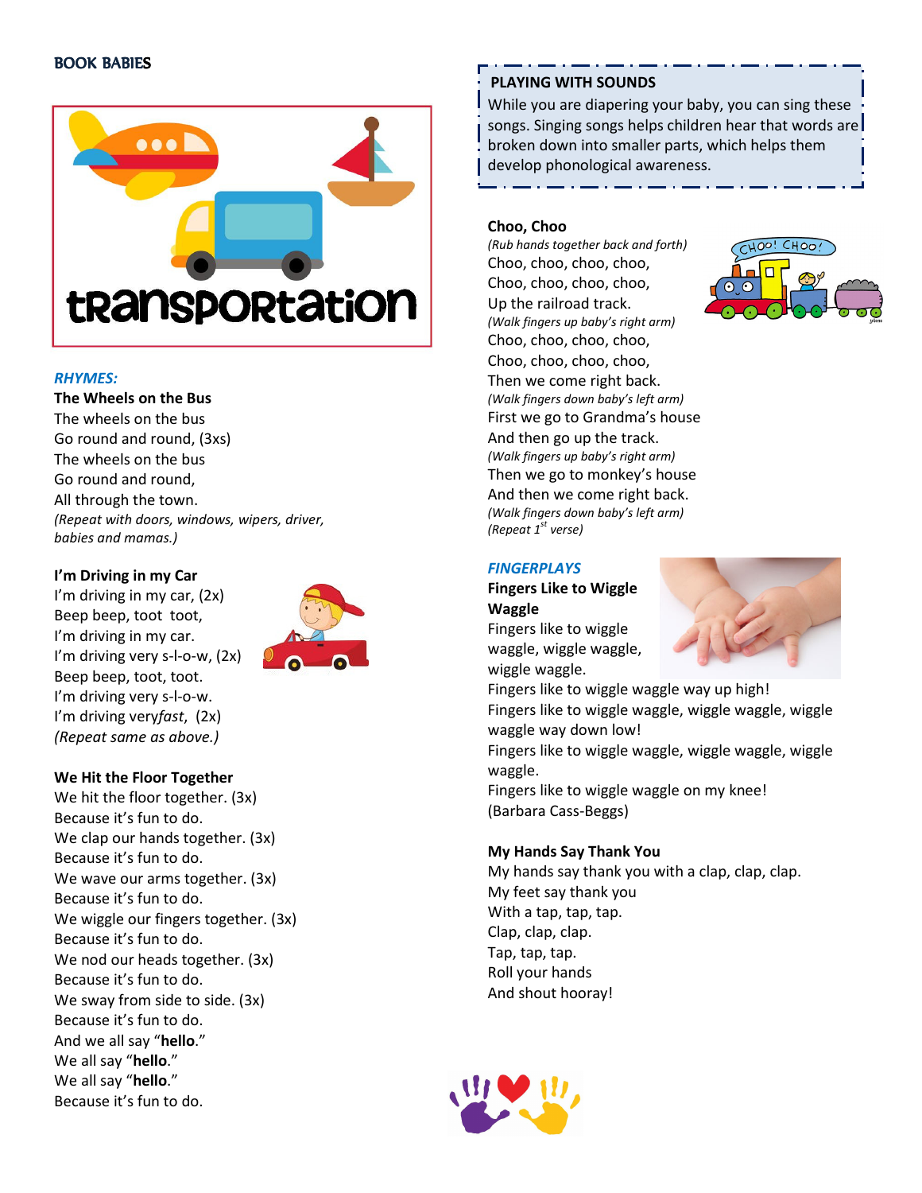## BOOK BABIES

### *RHYMES:*

**The Wheels on the Bus**

The wheels on the bus
Go round and round, (3xs)
The wheels on the bus
Go round and round,
All through the town.
*(Repeat with doors, windows, wipers, driver, babies and mamas.)*

**I'm Driving in my Car**

I'm driving in my car, (2x)
Beep beep, toot toot,
I'm driving in my car.
I'm driving very s-l-o-w, (2x)
Beep beep, toot, toot.
I'm driving very s-l-o-w.
I'm driving very*fast*, (2x)
*(Repeat same as above.)*

**We Hit the Floor Together**

We hit the floor together. (3x)
Because it's fun to do.
We clap our hands together. (3x)
Because it's fun to do.
We wave our arms together. (3x)
Because it's fun to do.
We wiggle our fingers together. (3x)
Because it's fun to do.
We nod our heads together. (3x)
Because it's fun to do.
We sway from side to side. (3x)
Because it's fun to do.
And we all say "**hello**."
We all say "**hello**."
We all say "**hello**."
Because it's fun to do.

**PLAYING WITH SOUNDS**

While you are diapering your baby, you can sing these songs. Singing songs helps children hear that words are broken down into smaller parts, which helps them develop phonological awareness.

**Choo, Choo**

*(Rub hands together back and forth)*
Choo, choo, choo, choo,
Choo, choo, choo, choo,
Up the railroad track.
*(Walk fingers up baby's right arm)*
Choo, choo, choo, choo,
Choo, choo, choo, choo,
Then we come right back.
*(Walk fingers down baby's left arm)*
First we go to Grandma's house
And then go up the track.
*(Walk fingers up baby's right arm)*
Then we go to monkey's house
And then we come right back.
*(Walk fingers down baby's left arm)*
*(Repeat 1st verse)*

### *FINGERPLAYS*

**Fingers Like to Wiggle Waggle**

Fingers like to wiggle waggle, wiggle waggle, wiggle waggle.
Fingers like to wiggle waggle way up high!
Fingers like to wiggle waggle, wiggle waggle, wiggle waggle way down low!
Fingers like to wiggle waggle, wiggle waggle, wiggle waggle.
Fingers like to wiggle waggle on my knee!
(Barbara Cass-Beggs)

**My Hands Say Thank You**

My hands say thank you with a clap, clap, clap.
My feet say thank you
With a tap, tap, tap.
Clap, clap, clap.
Tap, tap, tap.
Roll your hands
And shout hooray!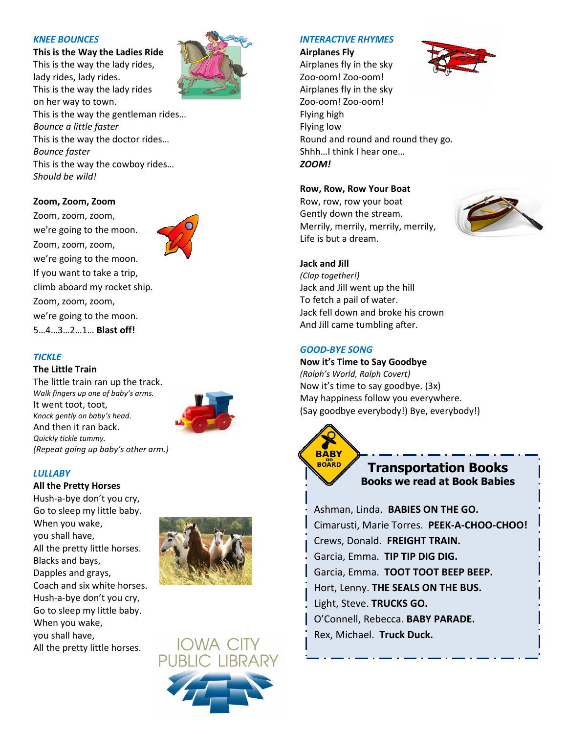### *KNEE BOUNCES*

**This is the Way the Ladies Ride**

This is the way the lady rides,
lady rides, lady rides.
This is the way the lady rides
on her way to town.
This is the way the gentleman rides…
*Bounce a little faster*
This is the way the doctor rides…
*Bounce faster*
This is the way the cowboy rides…
*Should be wild!*

**Zoom, Zoom, Zoom**

Zoom, zoom, zoom,
we're going to the moon.
Zoom, zoom, zoom,
we're going to the moon.
If you want to take a trip,
climb aboard my rocket ship.
Zoom, zoom, zoom,
we're going to the moon.
5…4…3…2…1… **Blast off!**

### *TICKLE*

**The Little Train**

The little train ran up the track.
*Walk fingers up one of baby's arms.*
It went toot, toot,
*Knock gently on baby's head.*
And then it ran back.
*Quickly tickle tummy.*
*(Repeat going up baby's other arm.)*

### *LULLABY*

**All the Pretty Horses**

Hush-a-bye don't you cry,
Go to sleep my little baby.
When you wake,
you shall have,
All the pretty little horses.
Blacks and bays,
Dapples and grays,
Coach and six white horses.
Hush-a-bye don't you cry,
Go to sleep my little baby.
When you wake,
you shall have,
All the pretty little horses.

IOWA CITY PUBLIC LIBRARY

### *INTERACTIVE RHYMES*

**Airplanes Fly**

Airplanes fly in the sky
Zoo-oom! Zoo-oom!
Airplanes fly in the sky
Zoo-oom! Zoo-oom!
Flying high
Flying low
Round and round and round they go.
Shhh…I think I hear one…
***ZOOM!***

**Row, Row, Row Your Boat**

Row, row, row your boat
Gently down the stream.
Merrily, merrily, merrily, merrily,
Life is but a dream.

**Jack and Jill**

*(Clap together!)*
Jack and Jill went up the hill
To fetch a pail of water.
Jack fell down and broke his crown
And Jill came tumbling after.

### *GOOD-BYE SONG*

**Now it's Time to Say Goodbye**

*(Ralph's World, Ralph Covert)*
Now it's time to say goodbye. (3x)
May happiness follow you everywhere.
(Say goodbye everybody!) Bye, everybody!)

BABY on BOARD

## Transportation Books

**Books we read at Book Babies**

- Ashman, Linda. **BABIES ON THE GO.**
- Cimarusti, Marie Torres. **PEEK-A-CHOO-CHOO!**
- Crews, Donald. **FREIGHT TRAIN.**
- Garcia, Emma. **TIP TIP DIG DIG.**
- Garcia, Emma. **TOOT TOOT BEEP BEEP.**
- Hort, Lenny. **THE SEALS ON THE BUS.**
- Light, Steve. **TRUCKS GO.**
- O'Connell, Rebecca. **BABY PARADE.**
- Rex, Michael. **Truck Duck.**